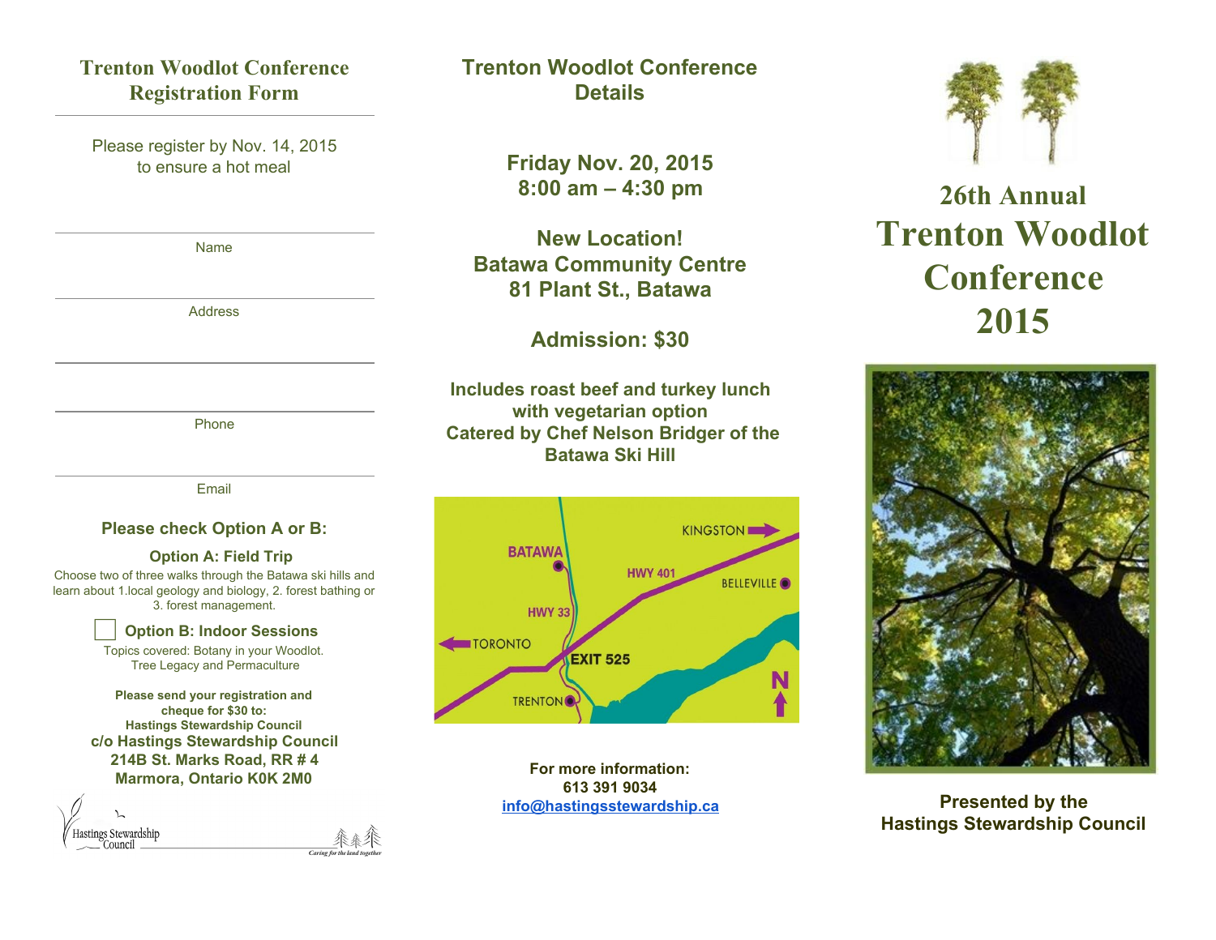## Trenton Woodlot Conference Registration Form

Please register by Nov. 14, 2015
to ensure a hot meal

Name

Address

Phone

Email

### Please check Option A or B:

**Option A: Field Trip**

Choose two of three walks through the Batawa ski hills and learn about 1.local geology and biology, 2. forest bathing or 3. forest management.

☐ **Option B: Indoor Sessions**

Topics covered: Botany in your Woodlot.
Tree Legacy and Permaculture

**Please send your registration and cheque for $30 to:**
**Hastings Stewardship Council**
**c/o Hastings Stewardship Council**
**214B St. Marks Road, RR # 4**
**Marmora, Ontario K0K 2M0**

Hastings Stewardship Council
*Caring for the land together*

## Trenton Woodlot Conference Details

**Friday Nov. 20, 2015**
**8:00 am – 4:30 pm**

**New Location!**
**Batawa Community Centre**
**81 Plant St., Batawa**

**Admission: $30**

**Includes roast beef and turkey lunch with vegetarian option**
**Catered by Chef Nelson Bridger of the Batawa Ski Hill**

BATAWA · HWY 33 · HWY 401 · KINGSTON · BELLEVILLE · TORONTO · EXIT 525 · TRENTON · N

**For more information:**
**613 391 9034**
**info@hastingsstewardship.ca**

# 26th Annual Trenton Woodlot Conference 2015

**Presented by the**
**Hastings Stewardship Council**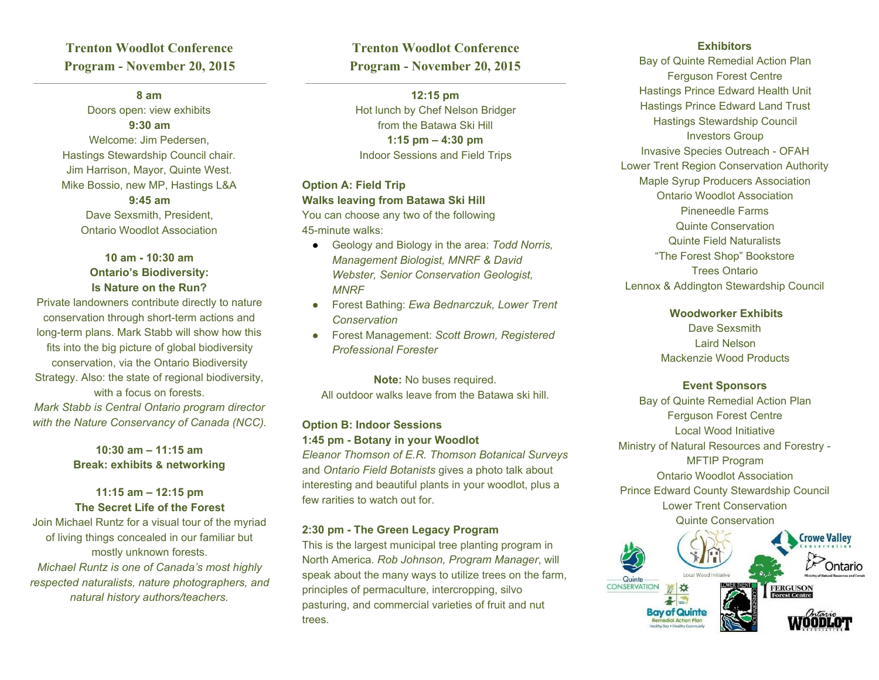# Trenton Woodlot Conference Program - November 20, 2015

**8 am**
Doors open: view exhibits

**9:30 am**
Welcome: Jim Pedersen, Hastings Stewardship Council chair.
Jim Harrison, Mayor, Quinte West.
Mike Bossio, new MP, Hastings L&A

**9:45 am**
Dave Sexsmith, President, Ontario Woodlot Association

**10 am - 10:30 am**
**Ontario's Biodiversity: Is Nature on the Run?**

Private landowners contribute directly to nature conservation through short-term actions and long-term plans. Mark Stabb will show how this fits into the big picture of global biodiversity conservation, via the Ontario Biodiversity Strategy. Also: the state of regional biodiversity, with a focus on forests.

*Mark Stabb is Central Ontario program director with the Nature Conservancy of Canada (NCC).*

**10:30 am – 11:15 am**
**Break: exhibits & networking**

**11:15 am – 12:15 pm**
**The Secret Life of the Forest**

Join Michael Runtz for a visual tour of the myriad of living things concealed in our familiar but mostly unknown forests.

*Michael Runtz is one of Canada's most highly respected naturalists, nature photographers, and natural history authors/teachers.*

# Trenton Woodlot Conference Program - November 20, 2015

**12:15 pm**
Hot lunch by Chef Nelson Bridger from the Batawa Ski Hill

**1:15 pm – 4:30 pm**
Indoor Sessions and Field Trips

**Option A: Field Trip**
**Walks leaving from Batawa Ski Hill**

You can choose any two of the following 45-minute walks:

- Geology and Biology in the area: *Todd Norris, Management Biologist, MNRF & David Webster, Senior Conservation Geologist, MNRF*
- Forest Bathing: *Ewa Bednarczuk, Lower Trent Conservation*
- Forest Management: *Scott Brown, Registered Professional Forester*

**Note:** No buses required.
All outdoor walks leave from the Batawa ski hill.

**Option B: Indoor Sessions**
**1:45 pm - Botany in your Woodlot**

*Eleanor Thomson of E.R. Thomson Botanical Surveys* and *Ontario Field Botanists* gives a photo talk about interesting and beautiful plants in your woodlot, plus a few rarities to watch out for.

**2:30 pm - The Green Legacy Program**

This is the largest municipal tree planting program in North America. *Rob Johnson, Program Manager*, will speak about the many ways to utilize trees on the farm, principles of permaculture, intercropping, silvo pasturing, and commercial varieties of fruit and nut trees.

**Exhibitors**

Bay of Quinte Remedial Action Plan
Ferguson Forest Centre
Hastings Prince Edward Health Unit
Hastings Prince Edward Land Trust
Hastings Stewardship Council
Investors Group
Invasive Species Outreach - OFAH
Lower Trent Region Conservation Authority
Maple Syrup Producers Association
Ontario Woodlot Association
Pineneedle Farms
Quinte Conservation
Quinte Field Naturalists
"The Forest Shop" Bookstore
Trees Ontario
Lennox & Addington Stewardship Council

**Woodworker Exhibits**

Dave Sexsmith
Laird Nelson
Mackenzie Wood Products

**Event Sponsors**

Bay of Quinte Remedial Action Plan
Ferguson Forest Centre
Local Wood Initiative
Ministry of Natural Resources and Forestry - MFTIP Program
Ontario Woodlot Association
Prince Edward County Stewardship Council
Lower Trent Conservation
Quinte Conservation